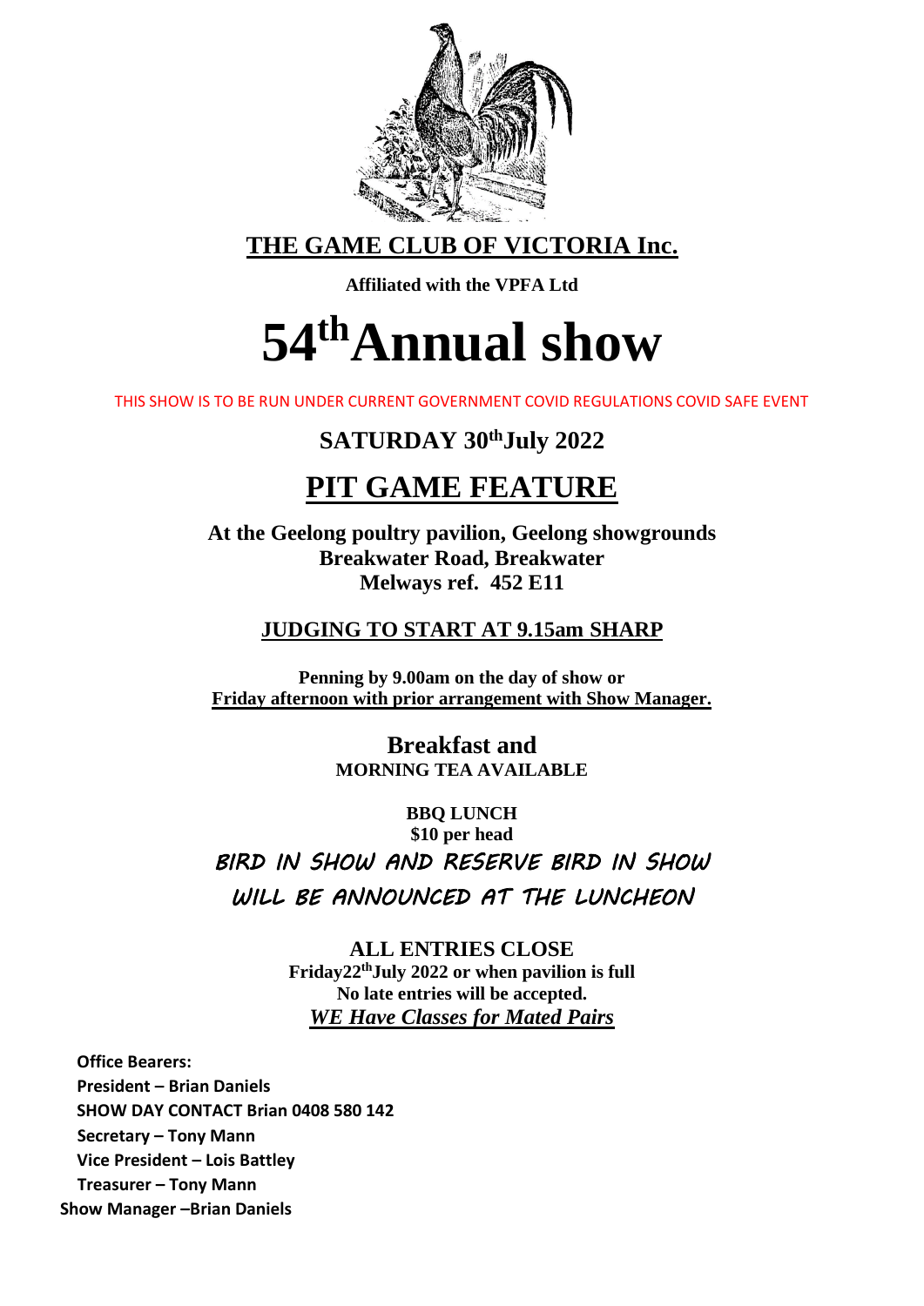# THE GAME CLUB OF VICTORIA Inc.

**Affiliated with the VPFA Ltd**

# 54th Annual show

THIS SHOW IS TO BE RUN UNDER CURRENT GOVERNMENT COVID REGULATIONS COVID SAFE EVENT

## SATURDAY 30th July 2022

## PIT GAME FEATURE

**At the Geelong poultry pavilion, Geelong showgrounds**
**Breakwater Road, Breakwater**
**Melways ref. 452 E11**

**JUDGING TO START AT 9.15am SHARP**

**Penning by 9.00am on the day of show or**
**Friday afternoon with prior arrangement with Show Manager.**

**Breakfast and**
**MORNING TEA AVAILABLE**

**BBQ LUNCH**
**$10 per head**

**BIRD IN SHOW AND RESERVE BIRD IN SHOW WILL BE ANNOUNCED AT THE LUNCHEON**

**ALL ENTRIES CLOSE**
**Friday 22nd July 2022 or when pavilion is full**
**No late entries will be accepted.**
***WE Have Classes for Mated Pairs***

**Office Bearers:**
**President – Brian Daniels**
**SHOW DAY CONTACT Brian 0408 580 142**
**Secretary – Tony Mann**
**Vice President – Lois Battley**
**Treasurer – Tony Mann**
**Show Manager –Brian Daniels**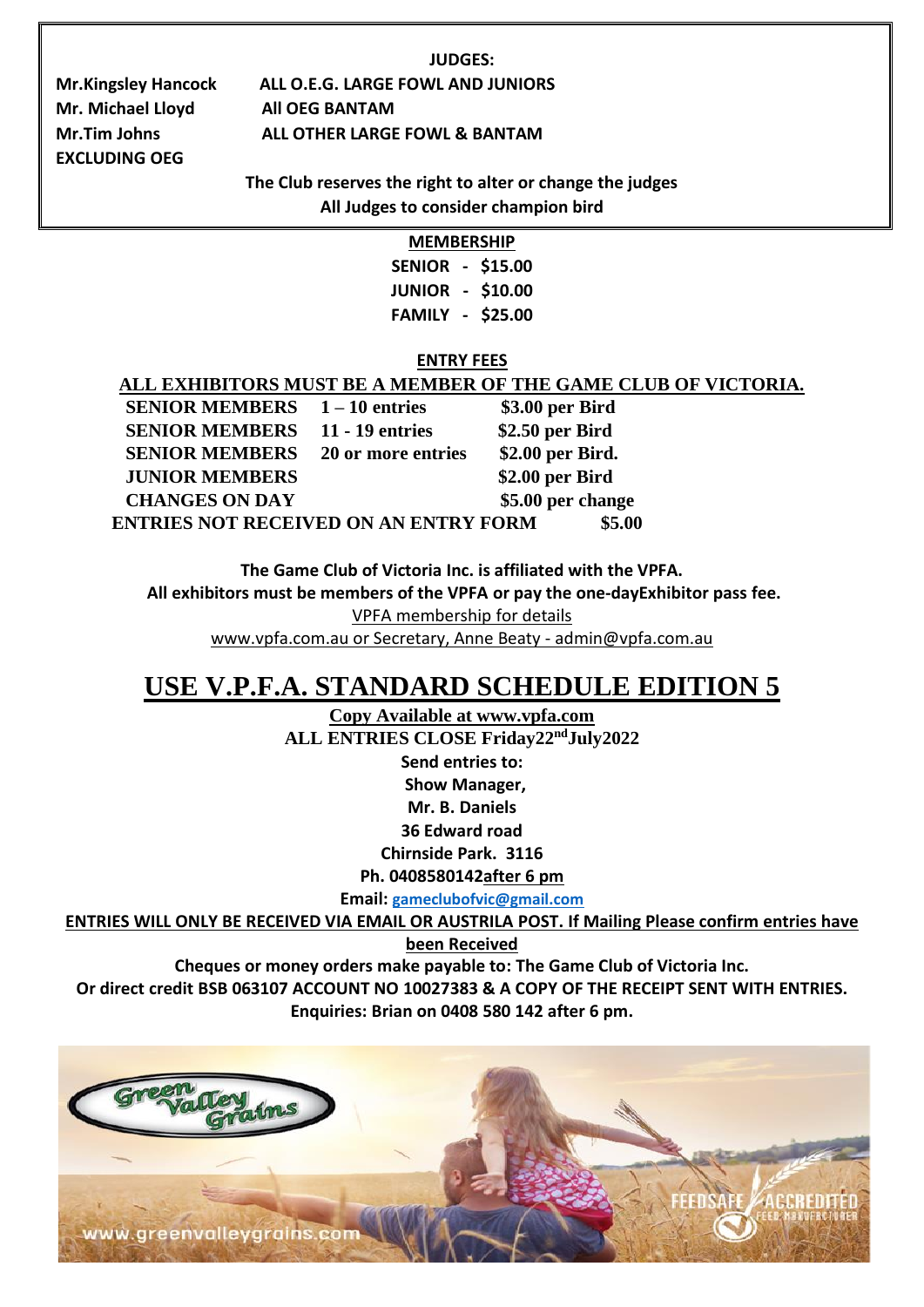**JUDGES:**

| | |
|---|---|
| **Mr.Kingsley Hancock** | **ALL O.E.G. LARGE FOWL AND JUNIORS** |
| **Mr. Michael Lloyd** | **All OEG BANTAM** |
| **Mr.Tim Johns** | **ALL OTHER LARGE FOWL & BANTAM EXCLUDING OEG** |

**The Club reserves the right to alter or change the judges**
**All Judges to consider champion bird**

## MEMBERSHIP

**SENIOR - $15.00**
**JUNIOR - $10.00**
**FAMILY - $25.00**

## ENTRY FEES

**ALL EXHIBITORS MUST BE A MEMBER OF THE GAME CLUB OF VICTORIA.**

| | | |
|---|---|---|
| **SENIOR MEMBERS** | **1 – 10 entries** | **$3.00 per Bird** |
| **SENIOR MEMBERS** | **11 - 19 entries** | **$2.50 per Bird** |
| **SENIOR MEMBERS** | **20 or more entries** | **$2.00 per Bird.** |
| **JUNIOR MEMBERS** | | **$2.00 per Bird** |
| **CHANGES ON DAY** | | **$5.00 per change** |
| **ENTRIES NOT RECEIVED ON AN ENTRY FORM** | | **$5.00** |

**The Game Club of Victoria Inc. is affiliated with the VPFA.**
**All exhibitors must be members of the VPFA or pay the one-dayExhibitor pass fee.**
VPFA membership for details
www.vpfa.com.au or Secretary, Anne Beaty - admin@vpfa.com.au

# USE V.P.F.A. STANDARD SCHEDULE EDITION 5

**Copy Available at www.vpfa.com**
**ALL ENTRIES CLOSE Friday22nd July2022**
**Send entries to:**
**Show Manager,**
**Mr. B. Daniels**
**36 Edward road**
**Chirnside Park. 3116**
**Ph. 0408580142after 6 pm**
**Email: gameclubofvic@gmail.com**

**ENTRIES WILL ONLY BE RECEIVED VIA EMAIL OR AUSTRILA POST. If Mailing Please confirm entries have been Received**

**Cheques or money orders make payable to: The Game Club of Victoria Inc.**
**Or direct credit BSB 063107 ACCOUNT NO 10027383 & A COPY OF THE RECEIPT SENT WITH ENTRIES.**
**Enquiries: Brian on 0408 580 142 after 6 pm.**

Green Valley Grains
www.greenvalleygrains.com
FEEDSAFE ACCREDITED FEED MANUFACTURER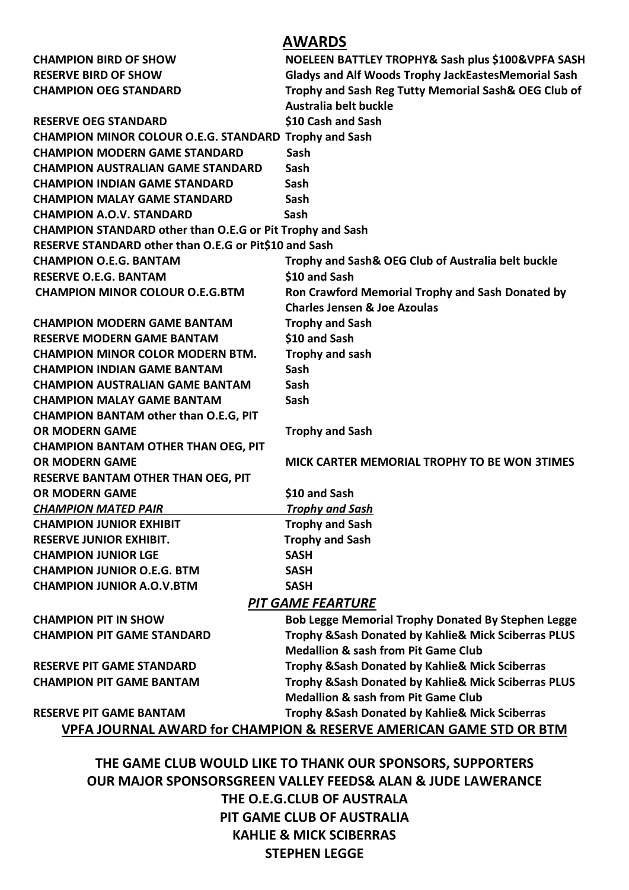## AWARDS

| | |
|---|---|
| **CHAMPION BIRD OF SHOW** | **NOELEEN BATTLEY TROPHY& Sash plus $100&VPFA SASH** |
| **RESERVE BIRD OF SHOW** | **Gladys and Alf Woods Trophy JackEastesMemorial Sash** |
| **CHAMPION OEG STANDARD** | **Trophy and Sash Reg Tutty Memorial Sash& OEG Club of Australia belt buckle** |
| **RESERVE OEG STANDARD** | **$10 Cash and Sash** |
| **CHAMPION MINOR COLOUR O.E.G. STANDARD** | **Trophy and Sash** |
| **CHAMPION MODERN GAME STANDARD** | **Sash** |
| **CHAMPION AUSTRALIAN GAME STANDARD** | **Sash** |
| **CHAMPION INDIAN GAME STANDARD** | **Sash** |
| **CHAMPION MALAY GAME STANDARD** | **Sash** |
| **CHAMPION A.O.V. STANDARD** | **Sash** |
| **CHAMPION STANDARD other than O.E.G or Pit** | **Trophy and Sash** |
| **RESERVE STANDARD other than O.E.G or Pit** | **$10 and Sash** |
| **CHAMPION O.E.G. BANTAM** | **Trophy and Sash& OEG Club of Australia belt buckle** |
| **RESERVE O.E.G. BANTAM** | **$10 and Sash** |
| **CHAMPION MINOR COLOUR O.E.G.BTM** | **Ron Crawford Memorial Trophy and Sash Donated by Charles Jensen & Joe Azoulas** |
| **CHAMPION MODERN GAME BANTAM** | **Trophy and Sash** |
| **RESERVE MODERN GAME BANTAM** | **$10 and Sash** |
| **CHAMPION MINOR COLOR MODERN BTM.** | **Trophy and sash** |
| **CHAMPION INDIAN GAME BANTAM** | **Sash** |
| **CHAMPION AUSTRALIAN GAME BANTAM** | **Sash** |
| **CHAMPION MALAY GAME BANTAM** | **Sash** |
| **CHAMPION BANTAM other than O.E.G, PIT OR MODERN GAME** | **Trophy and Sash** |
| **CHAMPION BANTAM OTHER THAN OEG, PIT OR MODERN GAME** | **MICK CARTER MEMORIAL TROPHY TO BE WON 3TIMES** |
| **RESERVE BANTAM OTHER THAN OEG, PIT OR MODERN GAME** | **$10 and Sash** |
| ***CHAMPION MATED PAIR*** | ***Trophy and Sash*** |
| **CHAMPION JUNIOR EXHIBIT** | **Trophy and Sash** |
| **RESERVE JUNIOR EXHIBIT.** | **Trophy and Sash** |
| **CHAMPION JUNIOR LGE** | **SASH** |
| **CHAMPION JUNIOR O.E.G. BTM** | **SASH** |
| **CHAMPION JUNIOR A.O.V.BTM** | **SASH** |

### *PIT GAME FEARTURE*

| | |
|---|---|
| **CHAMPION PIT IN SHOW** | **Bob Legge Memorial Trophy Donated By Stephen Legge** |
| **CHAMPION PIT GAME STANDARD** | **Trophy &Sash Donated by Kahlie& Mick Sciberras PLUS Medallion & sash from Pit Game Club** |
| **RESERVE PIT GAME STANDARD** | **Trophy &Sash Donated by Kahlie& Mick Sciberras** |
| **CHAMPION PIT GAME BANTAM** | **Trophy &Sash Donated by Kahlie& Mick Sciberras PLUS Medallion & sash from Pit Game Club** |
| **RESERVE PIT GAME BANTAM** | **Trophy &Sash Donated by Kahlie& Mick Sciberras** |

**VPFA JOURNAL AWARD for CHAMPION & RESERVE AMERICAN GAME STD OR BTM**

**THE GAME CLUB WOULD LIKE TO THANK OUR SPONSORS, SUPPORTERS**
**OUR MAJOR SPONSORSGREEN VALLEY FEEDS& ALAN & JUDE LAWERANCE**
**THE O.E.G.CLUB OF AUSTRALA**
**PIT GAME CLUB OF AUSTRALIA**
**KAHLIE & MICK SCIBERRAS**
**STEPHEN LEGGE**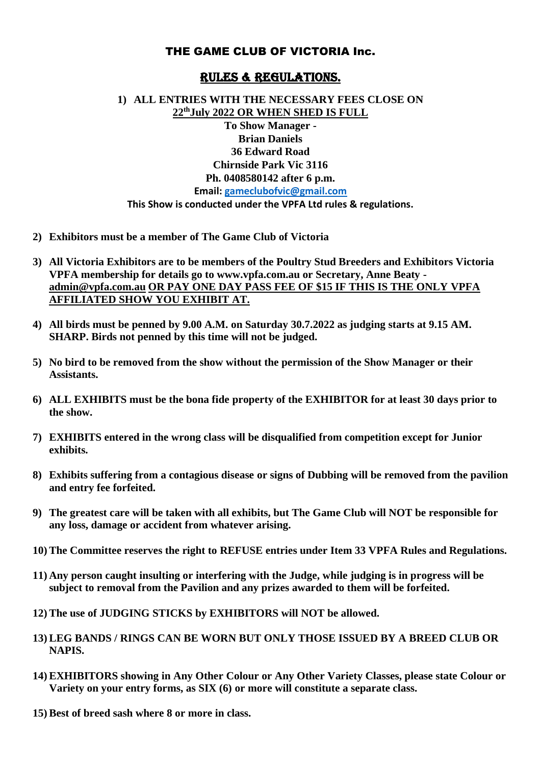# THE GAME CLUB OF VICTORIA Inc.

## RULES & REGULATIONS.

**1) ALL ENTRIES WITH THE NECESSARY FEES CLOSE ON**
**22ndJuly 2022 OR WHEN SHED IS FULL**

**To Show Manager -**
**Brian Daniels**
**36 Edward Road**
**Chirnside Park Vic 3116**
**Ph. 0408580142 after 6 p.m.**
**Email: gameclubofvic@gmail.com**

**This Show is conducted under the VPFA Ltd rules & regulations.**

2) **Exhibitors must be a member of The Game Club of Victoria**

3) **All Victoria Exhibitors are to be members of the Poultry Stud Breeders and Exhibitors Victoria VPFA membership for details go to www.vpfa.com.au or Secretary, Anne Beaty - admin@vpfa.com.au OR PAY ONE DAY PASS FEE OF $15 IF THIS IS THE ONLY VPFA AFFILIATED SHOW YOU EXHIBIT AT.**

4) **All birds must be penned by 9.00 A.M. on Saturday 30.7.2022 as judging starts at 9.15 AM. SHARP. Birds not penned by this time will not be judged.**

5) **No bird to be removed from the show without the permission of the Show Manager or their Assistants.**

6) **ALL EXHIBITS must be the bona fide property of the EXHIBITOR for at least 30 days prior to the show.**

7) **EXHIBITS entered in the wrong class will be disqualified from competition except for Junior exhibits.**

8) **Exhibits suffering from a contagious disease or signs of Dubbing will be removed from the pavilion and entry fee forfeited.**

9) **The greatest care will be taken with all exhibits, but The Game Club will NOT be responsible for any loss, damage or accident from whatever arising.**

10) **The Committee reserves the right to REFUSE entries under Item 33 VPFA Rules and Regulations.**

11) **Any person caught insulting or interfering with the Judge, while judging is in progress will be subject to removal from the Pavilion and any prizes awarded to them will be forfeited.**

12) **The use of JUDGING STICKS by EXHIBITORS will NOT be allowed.**

13) **LEG BANDS / RINGS CAN BE WORN BUT ONLY THOSE ISSUED BY A BREED CLUB OR NAPIS.**

14) **EXHIBITORS showing in Any Other Colour or Any Other Variety Classes, please state Colour or Variety on your entry forms, as SIX (6) or more will constitute a separate class.**

15) **Best of breed sash where 8 or more in class.**